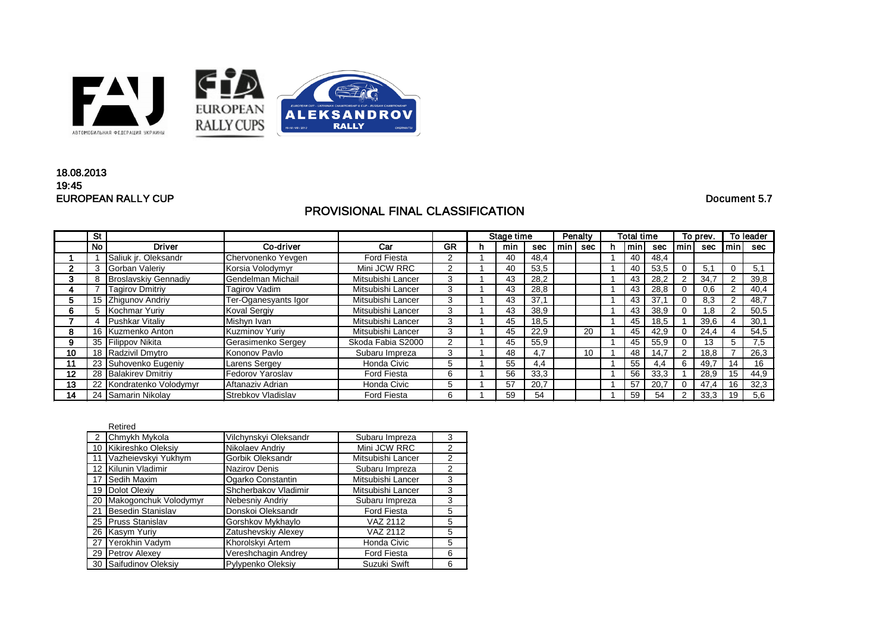18.08.2013
19:45
EUROPEAN RALLY CUP

Document 5.7

## PROVISIONAL FINAL CLASSIFICATION

| | St | | | | | Stage time | | | Penalty | | Total time | | | To prev. | | To leader | |
|---|---|---|---|---|---|---|---|---|---|---|---|---|---|---|---|---|---|
| | No | Driver | Co-driver | Car | GR | h | min | sec | min | sec | h | min | sec | min | sec | min | sec |
| 1 | 1 | Saliuk jr. Oleksandr | Chervonenko Yevgen | Ford Fiesta | 2 | 1 | 40 | 48,4 | | | 1 | 40 | 48,4 | | | | |
| 2 | 3 | Gorban Valeriy | Korsia Volodymyr | Mini JCW RRC | 2 | 1 | 40 | 53,5 | | | 1 | 40 | 53,5 | 0 | 5,1 | 0 | 5,1 |
| 3 | 8 | Broslavskiy Gennadiy | Gendelman Michail | Mitsubishi Lancer | 3 | 1 | 43 | 28,2 | | | 1 | 43 | 28,2 | 2 | 34,7 | 2 | 39,8 |
| 4 | 7 | Tagirov Dmitriy | Tagirov Vadim | Mitsubishi Lancer | 3 | 1 | 43 | 28,8 | | | 1 | 43 | 28,8 | 0 | 0,6 | 2 | 40,4 |
| 5 | 15 | Zhigunov Andriy | Ter-Oganesyants Igor | Mitsubishi Lancer | 3 | 1 | 43 | 37,1 | | | 1 | 43 | 37,1 | 0 | 8,3 | 2 | 48,7 |
| 6 | 5 | Kochmar Yuriy | Koval Sergiy | Mitsubishi Lancer | 3 | 1 | 43 | 38,9 | | | 1 | 43 | 38,9 | 0 | 1,8 | 2 | 50,5 |
| 7 | 4 | Pushkar Vitaliy | Mishyn Ivan | Mitsubishi Lancer | 3 | 1 | 45 | 18,5 | | | 1 | 45 | 18,5 | 1 | 39,6 | 4 | 30,1 |
| 8 | 16 | Kuzmenko Anton | Kuzminov Yuriy | Mitsubishi Lancer | 3 | 1 | 45 | 22,9 | | 20 | 1 | 45 | 42,9 | 0 | 24,4 | 4 | 54,5 |
| 9 | 35 | Filippov Nikita | Gerasimenko Sergey | Skoda Fabia S2000 | 2 | 1 | 45 | 55,9 | | | 1 | 45 | 55,9 | 0 | 13 | 5 | 7,5 |
| 10 | 18 | Radzivil Dmytro | Kononov Pavlo | Subaru Impreza | 3 | 1 | 48 | 4,7 | | 10 | 1 | 48 | 14,7 | 2 | 18,8 | 7 | 26,3 |
| 11 | 23 | Suhovenko Eugeniy | Larens Sergey | Honda Civic | 5 | 1 | 55 | 4,4 | | | 1 | 55 | 4,4 | 6 | 49,7 | 14 | 16 |
| 12 | 28 | Balakirev Dmitriy | Fedorov Yaroslav | Ford Fiesta | 6 | 1 | 56 | 33,3 | | | 1 | 56 | 33,3 | 1 | 28,9 | 15 | 44,9 |
| 13 | 22 | Kondratenko Volodymyr | Aftanaziv Adrian | Honda Civic | 5 | 1 | 57 | 20,7 | | | 1 | 57 | 20,7 | 0 | 47,4 | 16 | 32,3 |
| 14 | 24 | Samarin Nikolay | Strebkov Vladislav | Ford Fiesta | 6 | 1 | 59 | 54 | | | 1 | 59 | 54 | 2 | 33,3 | 19 | 5,6 |

Retired

| No | Driver | Co-driver | Car | GR |
|---|---|---|---|---|
| 2 | Chmykh Mykola | Vilchynskyi Oleksandr | Subaru Impreza | 3 |
| 10 | Kikireshko Oleksiy | Nikolaev Andriy | Mini JCW RRC | 2 |
| 11 | Vazheievskyi Yukhym | Gorbik Oleksandr | Mitsubishi Lancer | 2 |
| 12 | Kilunin Vladimir | Nazirov Denis | Subaru Impreza | 2 |
| 17 | Sedih Maxim | Ogarko Constantin | Mitsubishi Lancer | 3 |
| 19 | Dolot Olexiy | Shcherbakov Vladimir | Mitsubishi Lancer | 3 |
| 20 | Makogonchuk Volodymyr | Nebesniy Andriy | Subaru Impreza | 3 |
| 21 | Besedin Stanislav | Donskoi Oleksandr | Ford Fiesta | 5 |
| 25 | Pruss Stanislav | Gorshkov Mykhaylo | VAZ 2112 | 5 |
| 26 | Kasym Yuriy | Zatushevskiy Alexey | VAZ 2112 | 5 |
| 27 | Yerokhin Vadym | Khorolskyi Artem | Honda Civic | 5 |
| 29 | Petrov Alexey | Vereshchagin Andrey | Ford Fiesta | 6 |
| 30 | Saifudinov Oleksiy | Pylypenko Oleksiy | Suzuki Swift | 6 |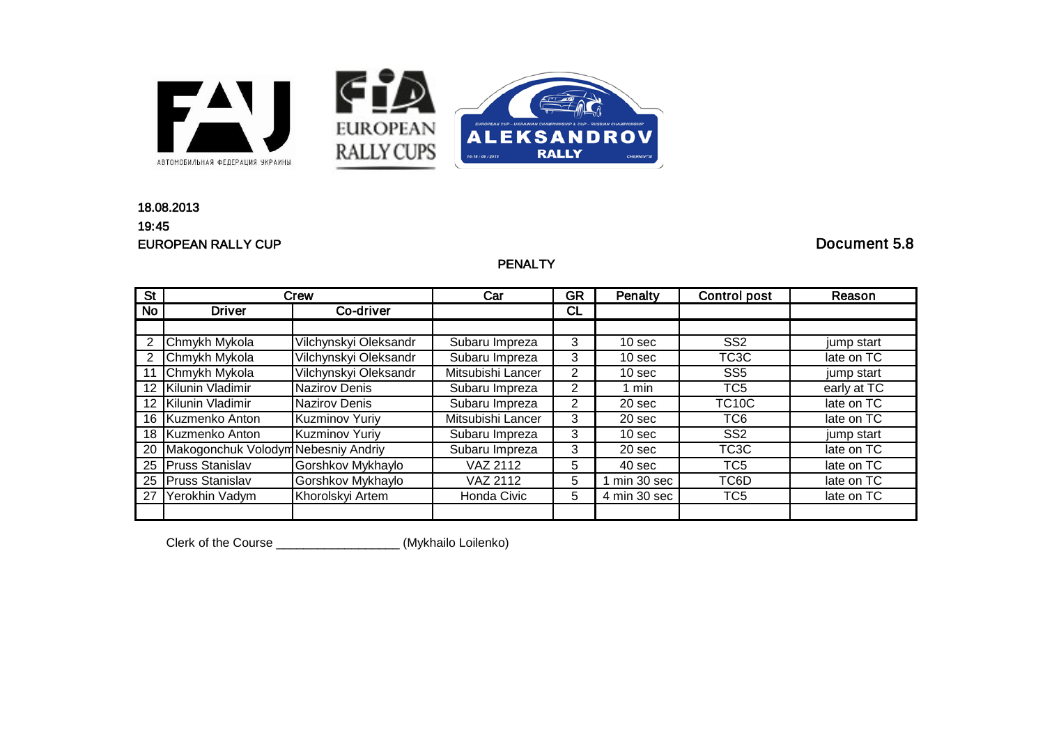18.08.2013

19:45

EUROPEAN RALLY CUP

Document 5.8

PENALTY

| St | Crew | | Car | GR | Penalty | Control post | Reason |
|---|---|---|---|---|---|---|---|
| No | Driver | Co-driver | | CL | | | |
| | | | | | | | |
| 2 | Chmykh Mykola | Vilchynskyi Oleksandr | Subaru Impreza | 3 | 10 sec | SS2 | jump start |
| 2 | Chmykh Mykola | Vilchynskyi Oleksandr | Subaru Impreza | 3 | 10 sec | TC3C | late on TC |
| 11 | Chmykh Mykola | Vilchynskyi Oleksandr | Mitsubishi Lancer | 2 | 10 sec | SS5 | jump start |
| 12 | Kilunin Vladimir | Nazirov Denis | Subaru Impreza | 2 | 1 min | TC5 | early at TC |
| 12 | Kilunin Vladimir | Nazirov Denis | Subaru Impreza | 2 | 20 sec | TC10C | late on TC |
| 16 | Kuzmenko Anton | Kuzminov Yuriy | Mitsubishi Lancer | 3 | 20 sec | TC6 | late on TC |
| 18 | Kuzmenko Anton | Kuzminov Yuriy | Subaru Impreza | 3 | 10 sec | SS2 | jump start |
| 20 | Makogonchuk Volodym | Nebesniy Andriy | Subaru Impreza | 3 | 20 sec | TC3C | late on TC |
| 25 | Pruss Stanislav | Gorshkov Mykhaylo | VAZ 2112 | 5 | 40 sec | TC5 | late on TC |
| 25 | Pruss Stanislav | Gorshkov Mykhaylo | VAZ 2112 | 5 | 1 min 30 sec | TC6D | late on TC |
| 27 | Yerokhin Vadym | Khorolskyi Artem | Honda Civic | 5 | 4 min 30 sec | TC5 | late on TC |
| | | | | | | | |

Clerk of the Course __________________ (Mykhailo Loilenko)